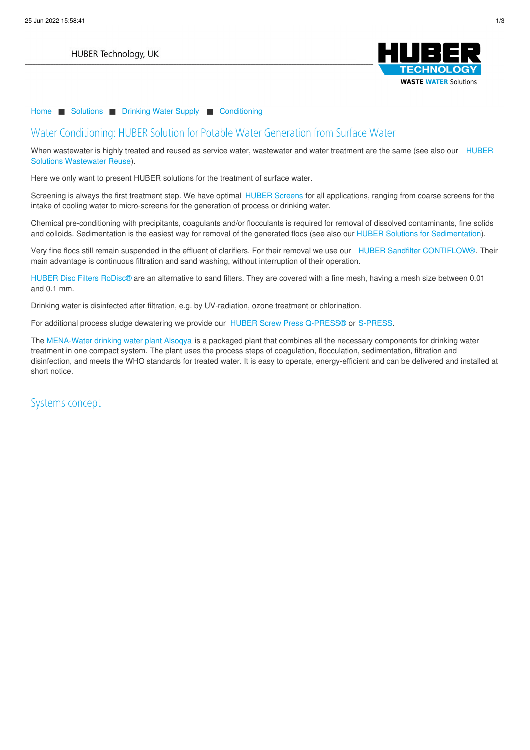HUBER Technology, UK

Home ■ Solutions ■ Drinking Water Supply ■ Conditioning

# Water Conditioning: HUBER Solution for Potable Water Generation from Surface Water

When wastewater is highly treated and reused as service water, wastewater and water treatment are the same (see also our HUBER Solutions Wastewater Reuse).

Here we only want to present HUBER solutions for the treatment of surface water.

Screening is always the first treatment step. We have optimal HUBER Screens for all applications, ranging from coarse screens for the intake of cooling water to micro-screens for the generation of process or drinking water.

Chemical pre-conditioning with precipitants, coagulants and/or flocculants is required for removal of dissolved contaminants, fine solids and colloids. Sedimentation is the easiest way for removal of the generated flocs (see also our HUBER Solutions for Sedimentation).

Very fine flocs still remain suspended in the effluent of clarifiers. For their removal we use our HUBER Sandfilter CONTIFLOW®. Their main advantage is continuous filtration and sand washing, without interruption of their operation.

HUBER Disc Filters RoDisc® are an alternative to sand filters. They are covered with a fine mesh, having a mesh size between 0.01 and 0.1 mm.

Drinking water is disinfected after filtration, e.g. by UV-radiation, ozone treatment or chlorination.

For additional process sludge dewatering we provide our HUBER Screw Press Q-PRESS® or S-PRESS.

The MENA-Water drinking water plant Alsoqya is a packaged plant that combines all the necessary components for drinking water treatment in one compact system. The plant uses the process steps of coagulation, flocculation, sedimentation, filtration and disinfection, and meets the WHO standards for treated water. It is easy to operate, energy-efficient and can be delivered and installed at short notice.

## Systems concept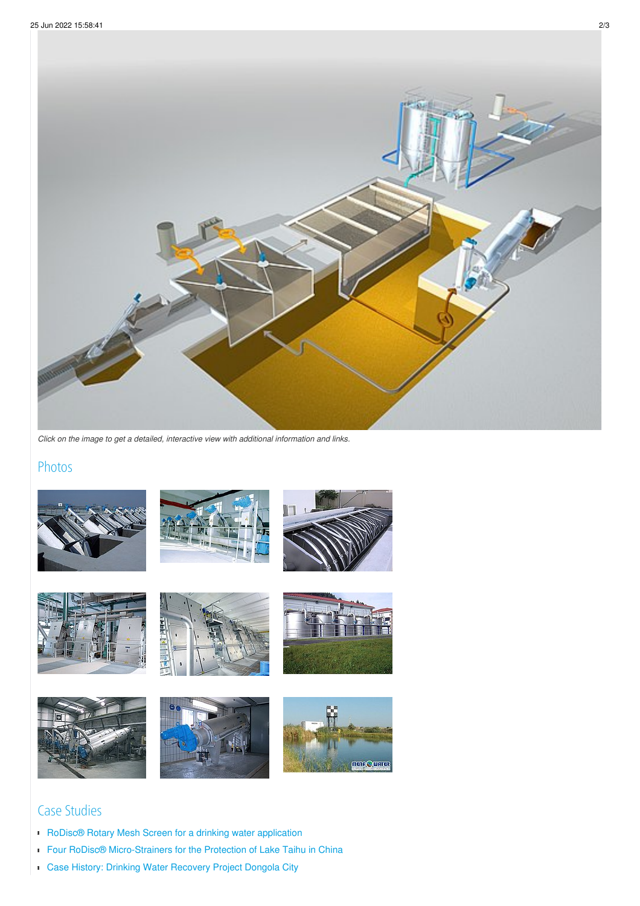*Click on the image to get a detailed, interactive view with additional information and links.*

## Photos

## Case Studies

- RoDisc® Rotary Mesh Screen for a drinking water application
- Four RoDisc® Micro-Strainers for the Protection of Lake Taihu in China
- Case History: Drinking Water Recovery Project Dongola City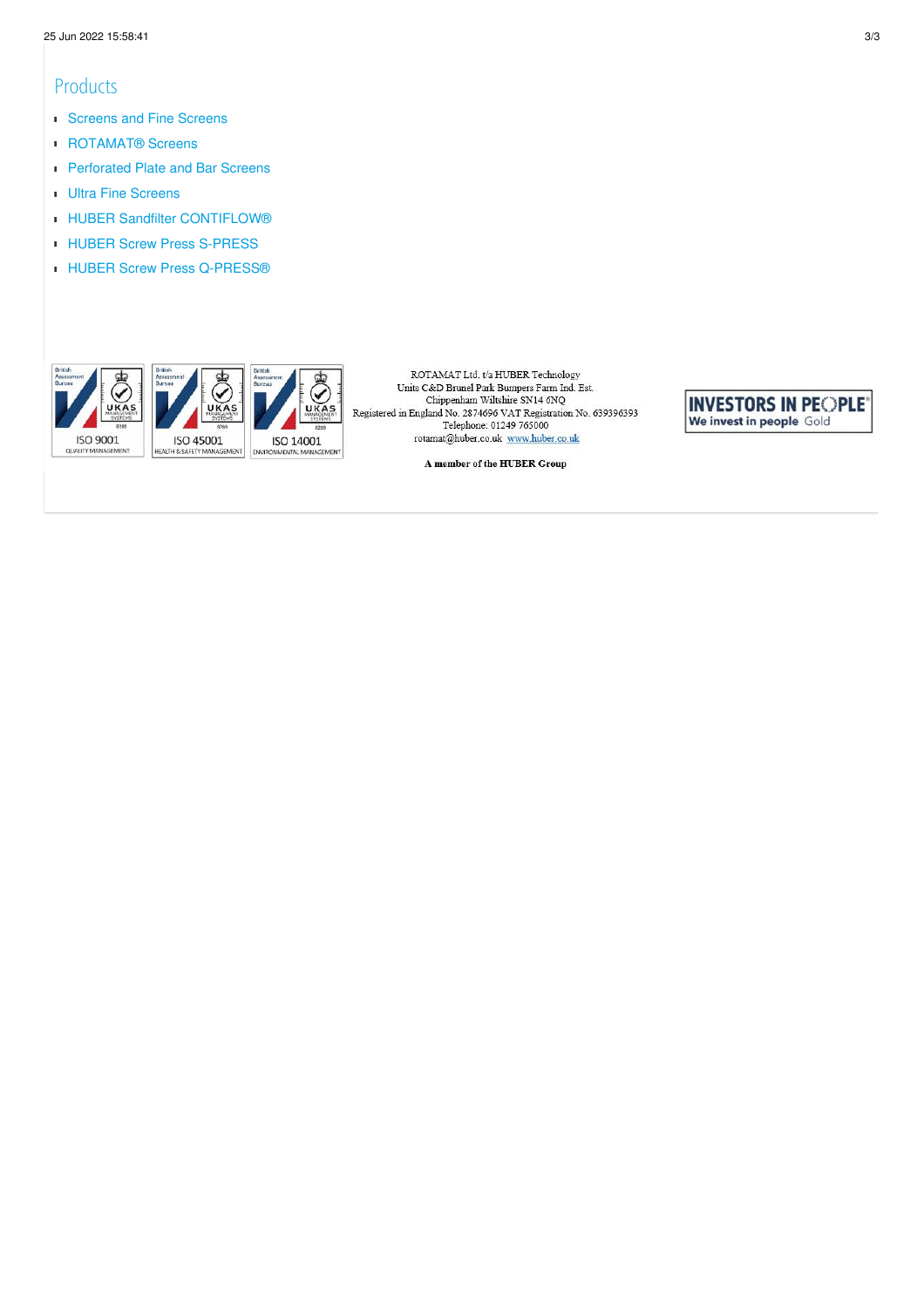## Products

- Screens and Fine Screens
- ROTAMAT® Screens
- Perforated Plate and Bar Screens
- Ultra Fine Screens
- HUBER Sandfilter CONTIFLOW®
- HUBER Screw Press S-PRESS
- HUBER Screw Press Q-PRESS®

ISO 9001 QUALITY MANAGEMENT

ISO 45001 HEALTH & SAFETY MANAGEMENT

ISO 14001 ENVIRONMENTAL MANAGEMENT

ROTAMAT Ltd. t/a HUBER Technology
Units C&D Brunel Park Bumpers Farm Ind. Est.
Chippenham Wiltshire SN14 6NQ
Registered in England No. 2874696 VAT Registration No. 639396393
Telephone: 01249 765000
rotamat@huber.co.uk www.huber.co.uk

**A member of the HUBER Group**

INVESTORS IN PEOPLE
We invest in people Gold